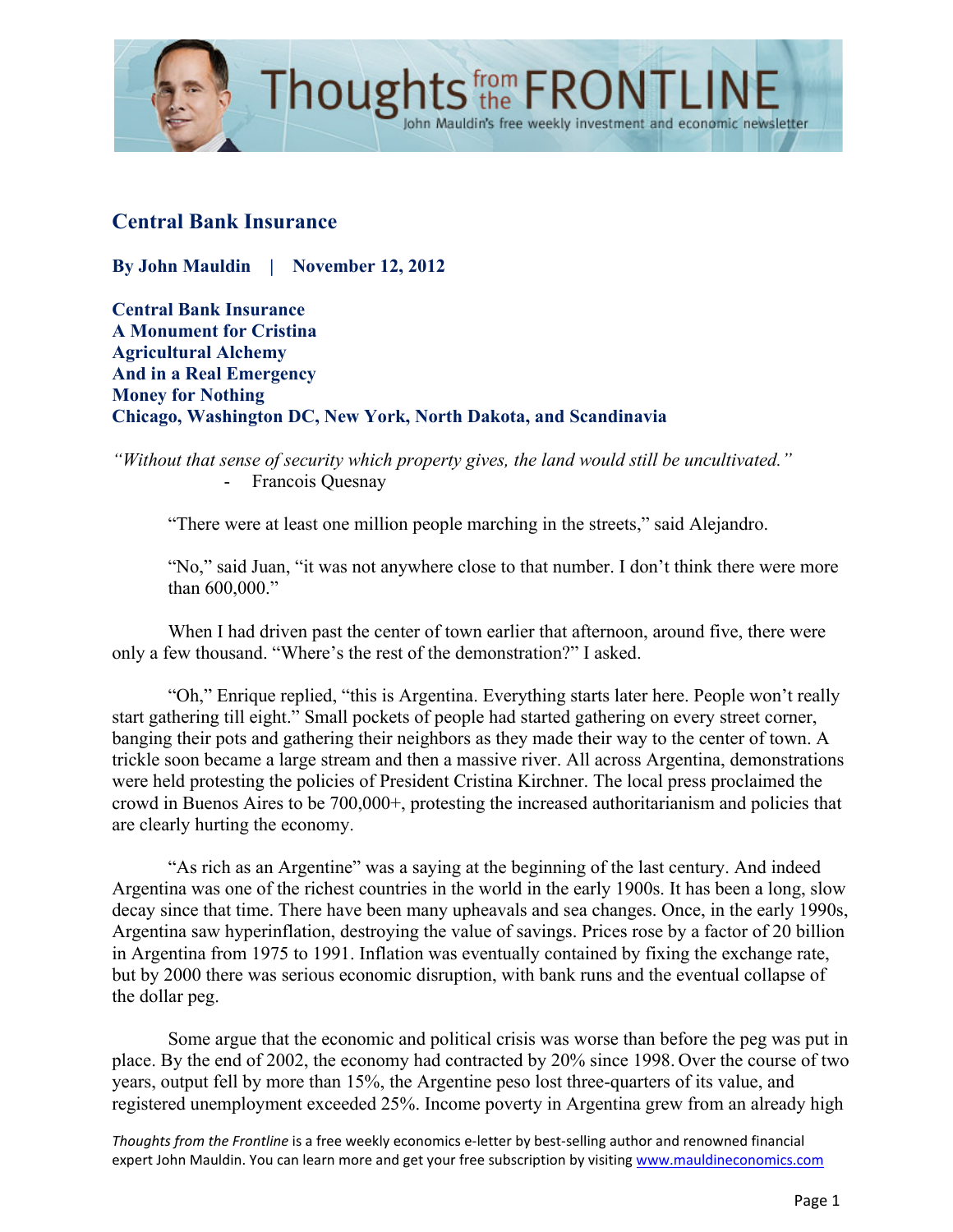## Central Bank Insurance

**By John Mauldin | November 12, 2012**

**Central Bank Insurance**
**A Monument for Cristina**
**Agricultural Alchemy**
**And in a Real Emergency**
**Money for Nothing**
**Chicago, Washington DC, New York, North Dakota, and Scandinavia**

*"Without that sense of security which property gives, the land would still be uncultivated."*
- Francois Quesnay

"There were at least one million people marching in the streets," said Alejandro.

"No," said Juan, "it was not anywhere close to that number. I don't think there were more than 600,000."

When I had driven past the center of town earlier that afternoon, around five, there were only a few thousand. "Where's the rest of the demonstration?" I asked.

"Oh," Enrique replied, "this is Argentina. Everything starts later here. People won't really start gathering till eight." Small pockets of people had started gathering on every street corner, banging their pots and gathering their neighbors as they made their way to the center of town. A trickle soon became a large stream and then a massive river. All across Argentina, demonstrations were held protesting the policies of President Cristina Kirchner. The local press proclaimed the crowd in Buenos Aires to be 700,000+, protesting the increased authoritarianism and policies that are clearly hurting the economy.

"As rich as an Argentine" was a saying at the beginning of the last century. And indeed Argentina was one of the richest countries in the world in the early 1900s. It has been a long, slow decay since that time. There have been many upheavals and sea changes. Once, in the early 1990s, Argentina saw hyperinflation, destroying the value of savings. Prices rose by a factor of 20 billion in Argentina from 1975 to 1991. Inflation was eventually contained by fixing the exchange rate, but by 2000 there was serious economic disruption, with bank runs and the eventual collapse of the dollar peg.

Some argue that the economic and political crisis was worse than before the peg was put in place. By the end of 2002, the economy had contracted by 20% since 1998. Over the course of two years, output fell by more than 15%, the Argentine peso lost three-quarters of its value, and registered unemployment exceeded 25%. Income poverty in Argentina grew from an already high

*Thoughts from the Frontline* is a free weekly economics e-letter by best-selling author and renowned financial expert John Mauldin. You can learn more and get your free subscription by visiting www.mauldineconomics.com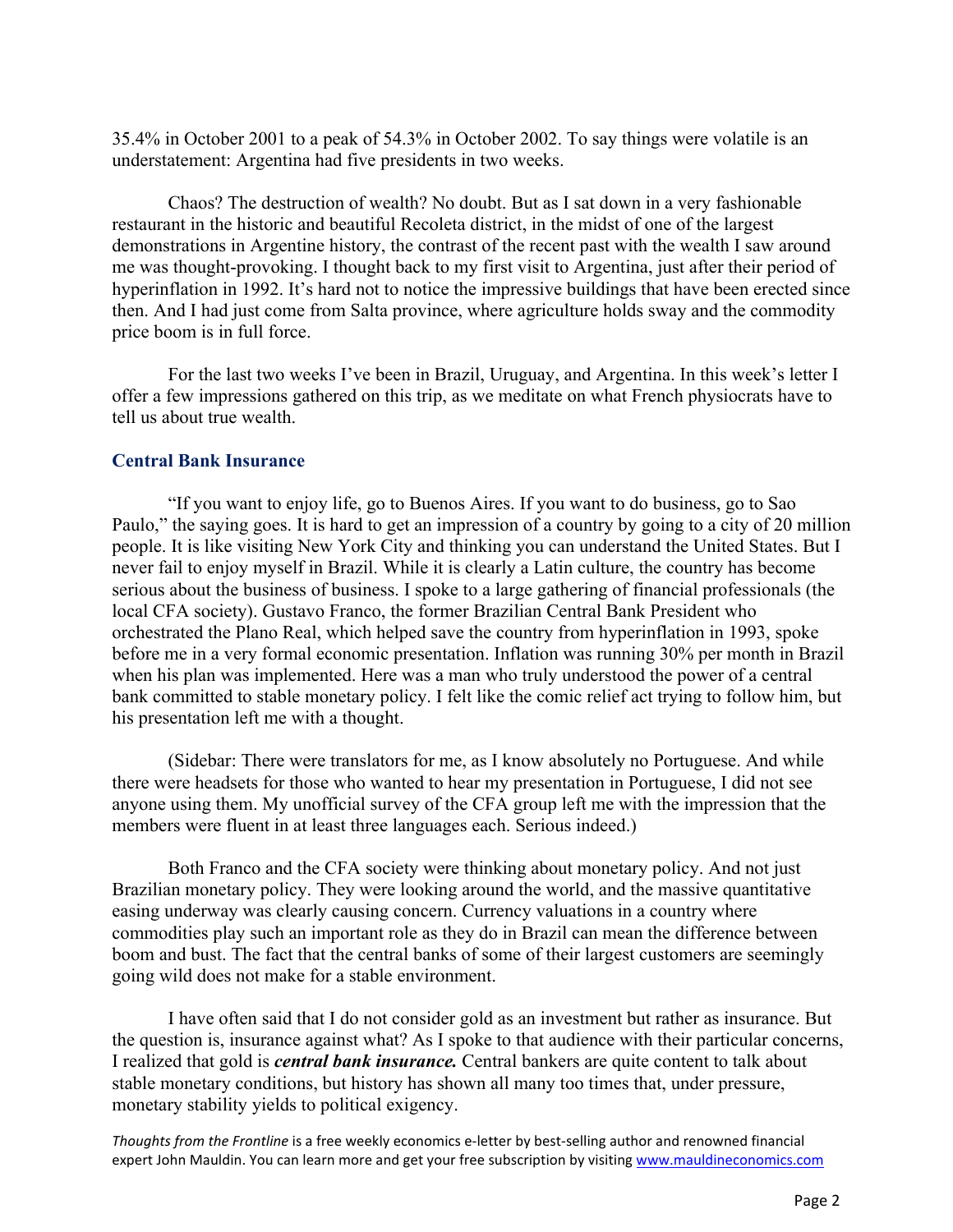35.4% in October 2001 to a peak of 54.3% in October 2002. To say things were volatile is an understatement: Argentina had five presidents in two weeks.

Chaos? The destruction of wealth? No doubt. But as I sat down in a very fashionable restaurant in the historic and beautiful Recoleta district, in the midst of one of the largest demonstrations in Argentine history, the contrast of the recent past with the wealth I saw around me was thought-provoking. I thought back to my first visit to Argentina, just after their period of hyperinflation in 1992. It's hard not to notice the impressive buildings that have been erected since then. And I had just come from Salta province, where agriculture holds sway and the commodity price boom is in full force.

For the last two weeks I've been in Brazil, Uruguay, and Argentina. In this week's letter I offer a few impressions gathered on this trip, as we meditate on what French physiocrats have to tell us about true wealth.

## Central Bank Insurance

"If you want to enjoy life, go to Buenos Aires. If you want to do business, go to Sao Paulo," the saying goes. It is hard to get an impression of a country by going to a city of 20 million people. It is like visiting New York City and thinking you can understand the United States. But I never fail to enjoy myself in Brazil. While it is clearly a Latin culture, the country has become serious about the business of business. I spoke to a large gathering of financial professionals (the local CFA society). Gustavo Franco, the former Brazilian Central Bank President who orchestrated the Plano Real, which helped save the country from hyperinflation in 1993, spoke before me in a very formal economic presentation. Inflation was running 30% per month in Brazil when his plan was implemented. Here was a man who truly understood the power of a central bank committed to stable monetary policy. I felt like the comic relief act trying to follow him, but his presentation left me with a thought.

(Sidebar: There were translators for me, as I know absolutely no Portuguese. And while there were headsets for those who wanted to hear my presentation in Portuguese, I did not see anyone using them. My unofficial survey of the CFA group left me with the impression that the members were fluent in at least three languages each. Serious indeed.)

Both Franco and the CFA society were thinking about monetary policy. And not just Brazilian monetary policy. They were looking around the world, and the massive quantitative easing underway was clearly causing concern. Currency valuations in a country where commodities play such an important role as they do in Brazil can mean the difference between boom and bust. The fact that the central banks of some of their largest customers are seemingly going wild does not make for a stable environment.

I have often said that I do not consider gold as an investment but rather as insurance. But the question is, insurance against what? As I spoke to that audience with their particular concerns, I realized that gold is ***central bank insurance.*** Central bankers are quite content to talk about stable monetary conditions, but history has shown all many too times that, under pressure, monetary stability yields to political exigency.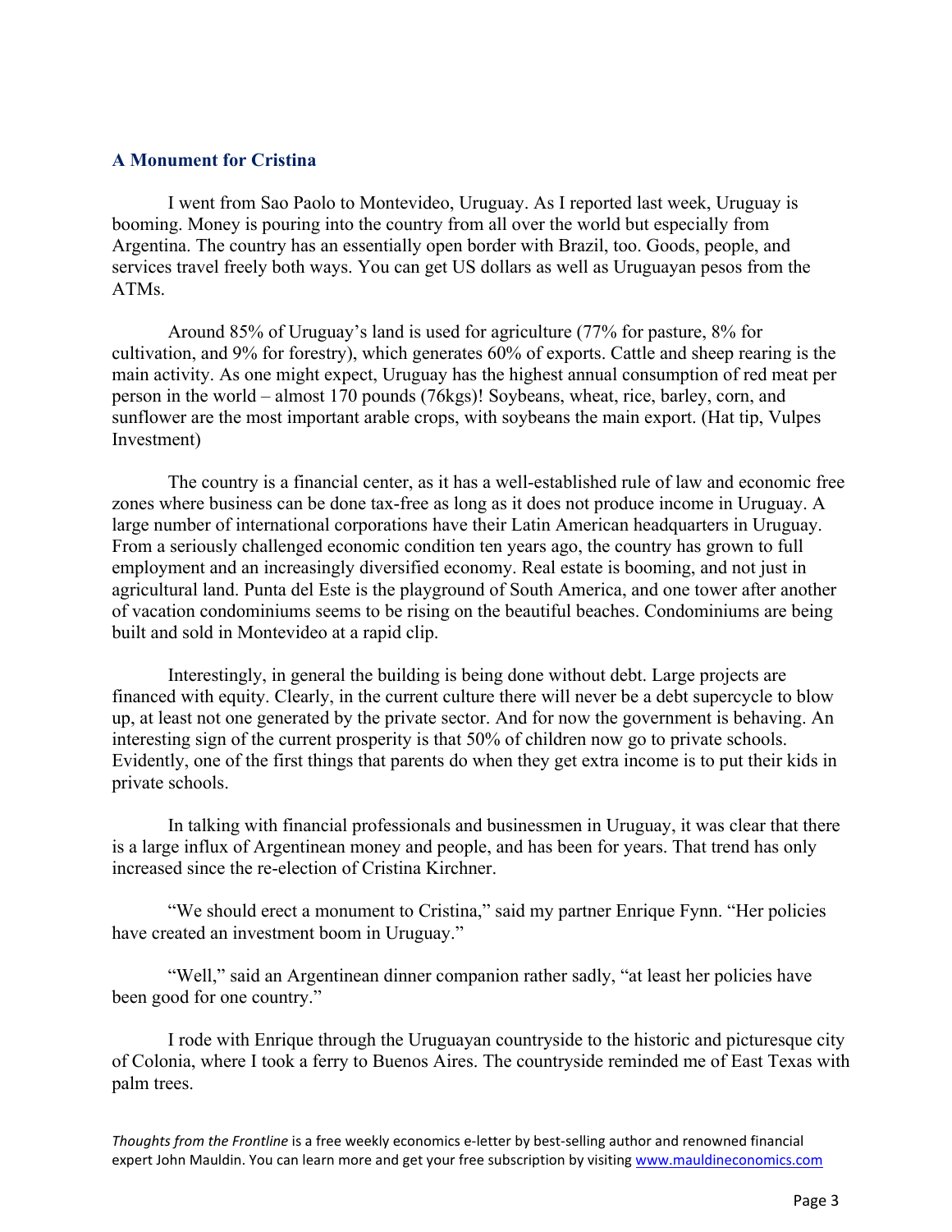## A Monument for Cristina

I went from Sao Paolo to Montevideo, Uruguay. As I reported last week, Uruguay is booming. Money is pouring into the country from all over the world but especially from Argentina. The country has an essentially open border with Brazil, too. Goods, people, and services travel freely both ways. You can get US dollars as well as Uruguayan pesos from the ATMs.

Around 85% of Uruguay's land is used for agriculture (77% for pasture, 8% for cultivation, and 9% for forestry), which generates 60% of exports. Cattle and sheep rearing is the main activity. As one might expect, Uruguay has the highest annual consumption of red meat per person in the world – almost 170 pounds (76kgs)! Soybeans, wheat, rice, barley, corn, and sunflower are the most important arable crops, with soybeans the main export. (Hat tip, Vulpes Investment)

The country is a financial center, as it has a well-established rule of law and economic free zones where business can be done tax-free as long as it does not produce income in Uruguay. A large number of international corporations have their Latin American headquarters in Uruguay. From a seriously challenged economic condition ten years ago, the country has grown to full employment and an increasingly diversified economy. Real estate is booming, and not just in agricultural land. Punta del Este is the playground of South America, and one tower after another of vacation condominiums seems to be rising on the beautiful beaches. Condominiums are being built and sold in Montevideo at a rapid clip.

Interestingly, in general the building is being done without debt. Large projects are financed with equity. Clearly, in the current culture there will never be a debt supercycle to blow up, at least not one generated by the private sector. And for now the government is behaving. An interesting sign of the current prosperity is that 50% of children now go to private schools. Evidently, one of the first things that parents do when they get extra income is to put their kids in private schools.

In talking with financial professionals and businessmen in Uruguay, it was clear that there is a large influx of Argentinean money and people, and has been for years. That trend has only increased since the re-election of Cristina Kirchner.

"We should erect a monument to Cristina," said my partner Enrique Fynn. "Her policies have created an investment boom in Uruguay."

"Well," said an Argentinean dinner companion rather sadly, "at least her policies have been good for one country."

I rode with Enrique through the Uruguayan countryside to the historic and picturesque city of Colonia, where I took a ferry to Buenos Aires. The countryside reminded me of East Texas with palm trees.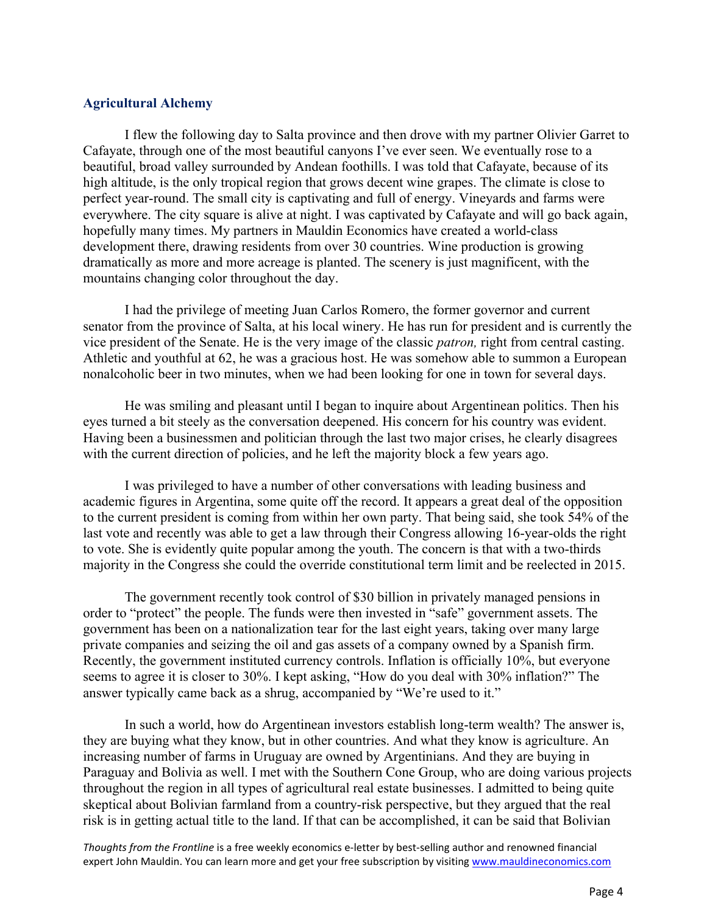### Agricultural Alchemy

I flew the following day to Salta province and then drove with my partner Olivier Garret to Cafayate, through one of the most beautiful canyons I've ever seen. We eventually rose to a beautiful, broad valley surrounded by Andean foothills. I was told that Cafayate, because of its high altitude, is the only tropical region that grows decent wine grapes. The climate is close to perfect year-round. The small city is captivating and full of energy. Vineyards and farms were everywhere. The city square is alive at night. I was captivated by Cafayate and will go back again, hopefully many times. My partners in Mauldin Economics have created a world-class development there, drawing residents from over 30 countries. Wine production is growing dramatically as more and more acreage is planted. The scenery is just magnificent, with the mountains changing color throughout the day.

I had the privilege of meeting Juan Carlos Romero, the former governor and current senator from the province of Salta, at his local winery. He has run for president and is currently the vice president of the Senate. He is the very image of the classic *patron,* right from central casting. Athletic and youthful at 62, he was a gracious host. He was somehow able to summon a European nonalcoholic beer in two minutes, when we had been looking for one in town for several days.

He was smiling and pleasant until I began to inquire about Argentinean politics. Then his eyes turned a bit steely as the conversation deepened. His concern for his country was evident. Having been a businessmen and politician through the last two major crises, he clearly disagrees with the current direction of policies, and he left the majority block a few years ago.

I was privileged to have a number of other conversations with leading business and academic figures in Argentina, some quite off the record. It appears a great deal of the opposition to the current president is coming from within her own party. That being said, she took 54% of the last vote and recently was able to get a law through their Congress allowing 16-year-olds the right to vote. She is evidently quite popular among the youth. The concern is that with a two-thirds majority in the Congress she could the override constitutional term limit and be reelected in 2015.

The government recently took control of $30 billion in privately managed pensions in order to "protect" the people. The funds were then invested in "safe" government assets. The government has been on a nationalization tear for the last eight years, taking over many large private companies and seizing the oil and gas assets of a company owned by a Spanish firm. Recently, the government instituted currency controls. Inflation is officially 10%, but everyone seems to agree it is closer to 30%. I kept asking, "How do you deal with 30% inflation?" The answer typically came back as a shrug, accompanied by "We're used to it."

In such a world, how do Argentinean investors establish long-term wealth? The answer is, they are buying what they know, but in other countries. And what they know is agriculture. An increasing number of farms in Uruguay are owned by Argentinians. And they are buying in Paraguay and Bolivia as well. I met with the Southern Cone Group, who are doing various projects throughout the region in all types of agricultural real estate businesses. I admitted to being quite skeptical about Bolivian farmland from a country-risk perspective, but they argued that the real risk is in getting actual title to the land. If that can be accomplished, it can be said that Bolivian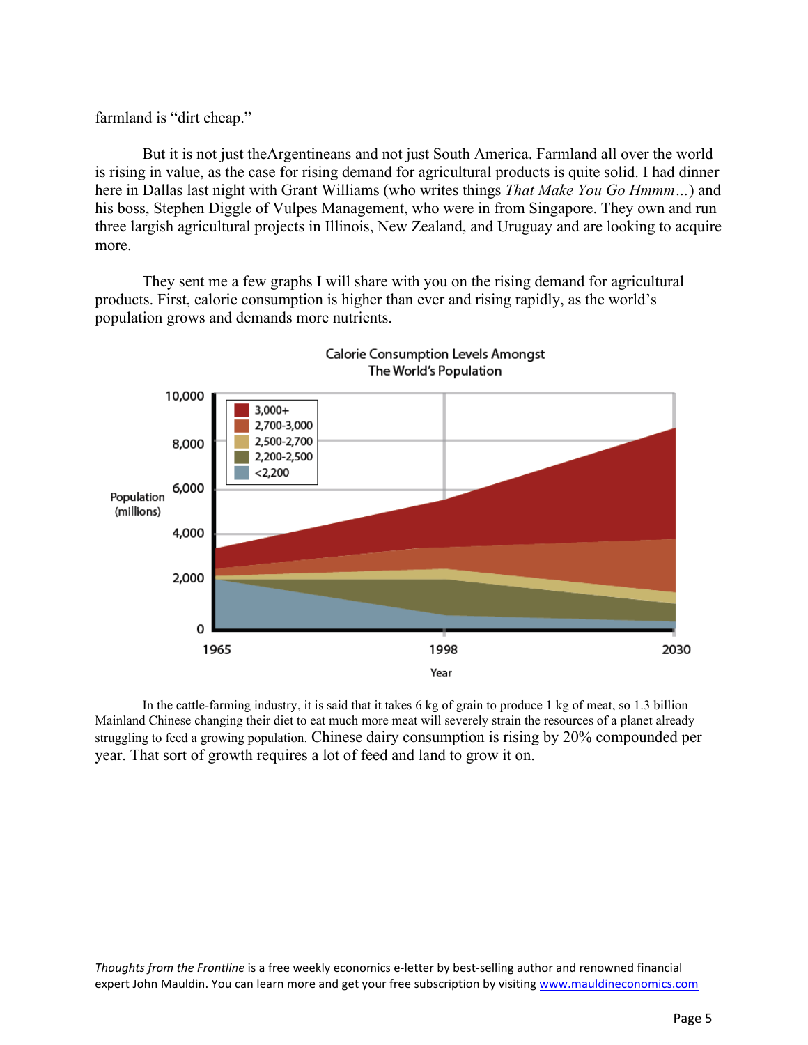farmland is "dirt cheap."

But it is not just theArgentineans and not just South America. Farmland all over the world is rising in value, as the case for rising demand for agricultural products is quite solid. I had dinner here in Dallas last night with Grant Williams (who writes things *That Make You Go Hmmm…*) and his boss, Stephen Diggle of Vulpes Management, who were in from Singapore. They own and run three largish agricultural projects in Illinois, New Zealand, and Uruguay and are looking to acquire more.

They sent me a few graphs I will share with you on the rising demand for agricultural products. First, calorie consumption is higher than ever and rising rapidly, as the world's population grows and demands more nutrients.

In the cattle-farming industry, it is said that it takes 6 kg of grain to produce 1 kg of meat, so 1.3 billion Mainland Chinese changing their diet to eat much more meat will severely strain the resources of a planet already struggling to feed a growing population. Chinese dairy consumption is rising by 20% compounded per year. That sort of growth requires a lot of feed and land to grow it on.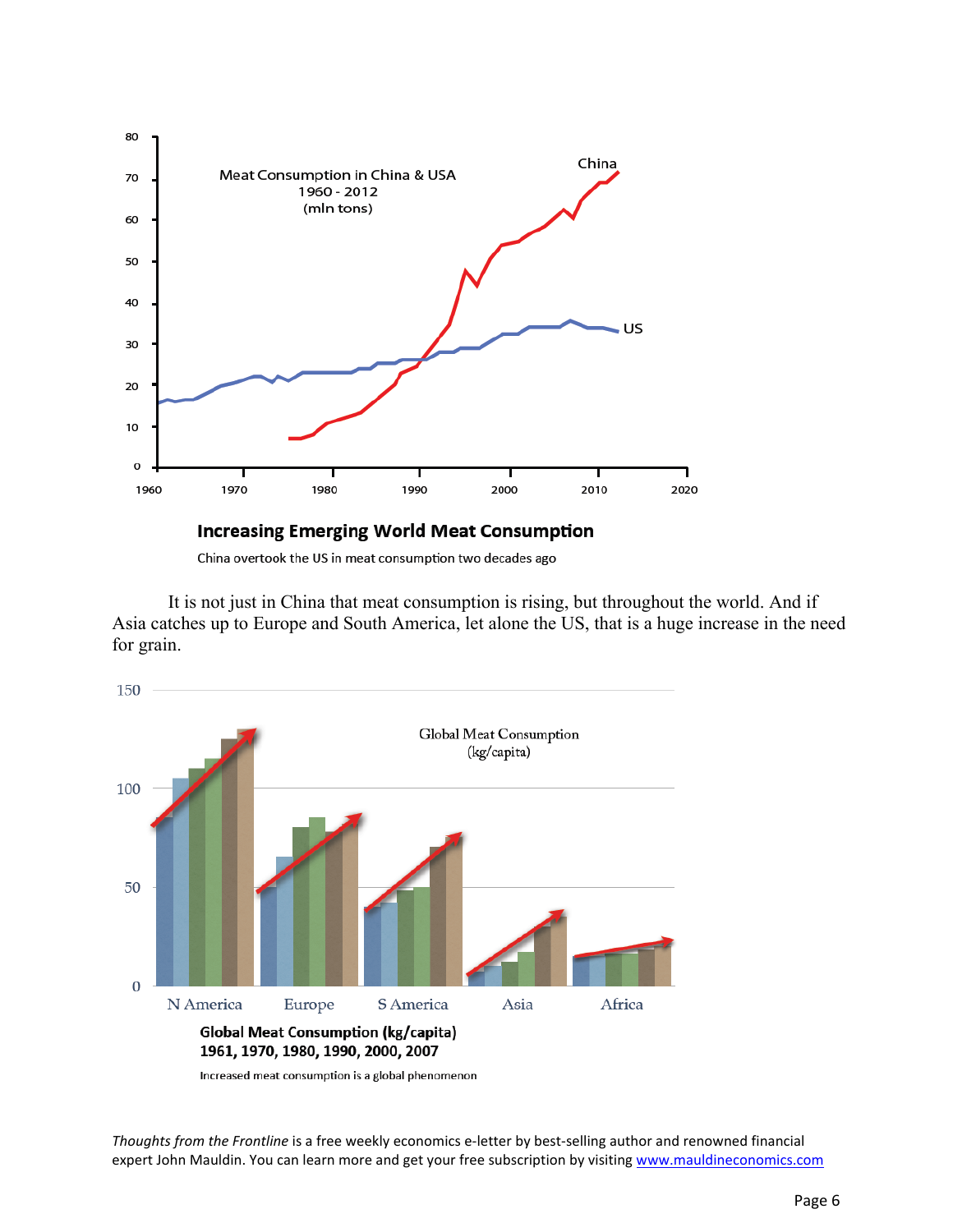**Increasing Emerging World Meat Consumption**

China overtook the US in meat consumption two decades ago

It is not just in China that meat consumption is rising, but throughout the world. And if Asia catches up to Europe and South America, let alone the US, that is a huge increase in the need for grain.

**Global Meat Consumption (kg/capita)**
**1961, 1970, 1980, 1990, 2000, 2007**

Increased meat consumption is a global phenomenon

*Thoughts from the Frontline* is a free weekly economics e-letter by best-selling author and renowned financial expert John Mauldin. You can learn more and get your free subscription by visiting www.mauldineconomics.com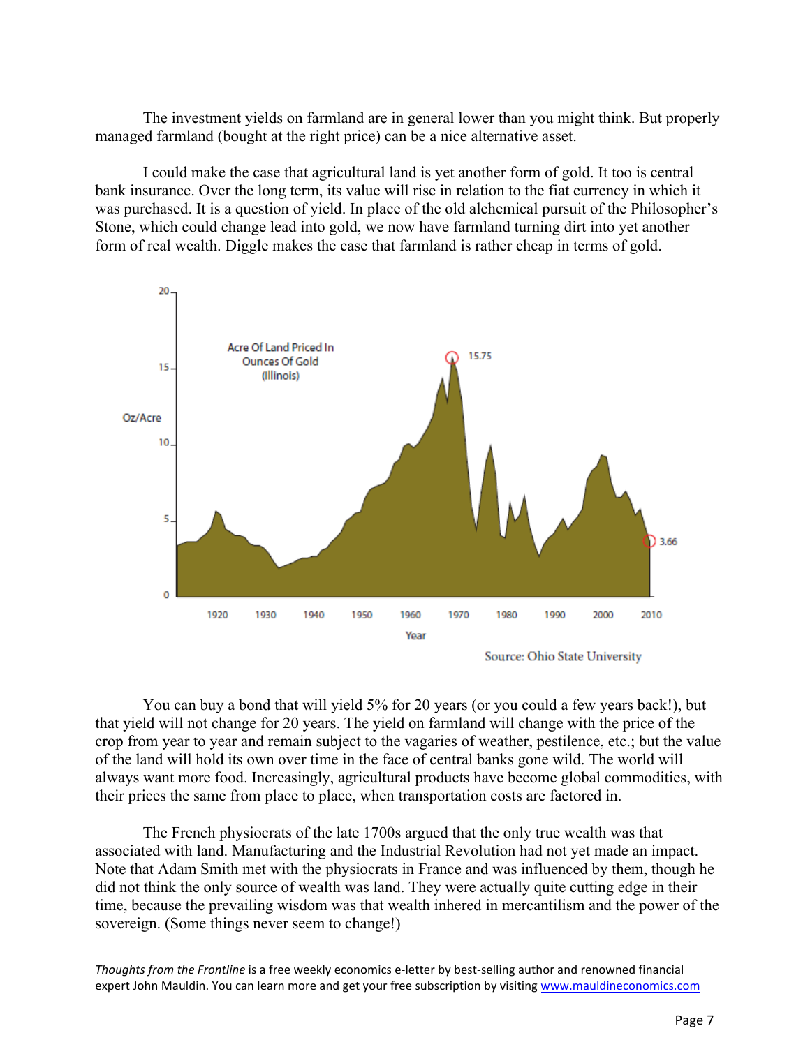The investment yields on farmland are in general lower than you might think. But properly managed farmland (bought at the right price) can be a nice alternative asset.

I could make the case that agricultural land is yet another form of gold. It too is central bank insurance. Over the long term, its value will rise in relation to the fiat currency in which it was purchased. It is a question of yield. In place of the old alchemical pursuit of the Philosopher's Stone, which could change lead into gold, we now have farmland turning dirt into yet another form of real wealth. Diggle makes the case that farmland is rather cheap in terms of gold.

Source: Ohio State University

You can buy a bond that will yield 5% for 20 years (or you could a few years back!), but that yield will not change for 20 years. The yield on farmland will change with the price of the crop from year to year and remain subject to the vagaries of weather, pestilence, etc.; but the value of the land will hold its own over time in the face of central banks gone wild. The world will always want more food. Increasingly, agricultural products have become global commodities, with their prices the same from place to place, when transportation costs are factored in.

The French physiocrats of the late 1700s argued that the only true wealth was that associated with land. Manufacturing and the Industrial Revolution had not yet made an impact. Note that Adam Smith met with the physiocrats in France and was influenced by them, though he did not think the only source of wealth was land. They were actually quite cutting edge in their time, because the prevailing wisdom was that wealth inhered in mercantilism and the power of the sovereign. (Some things never seem to change!)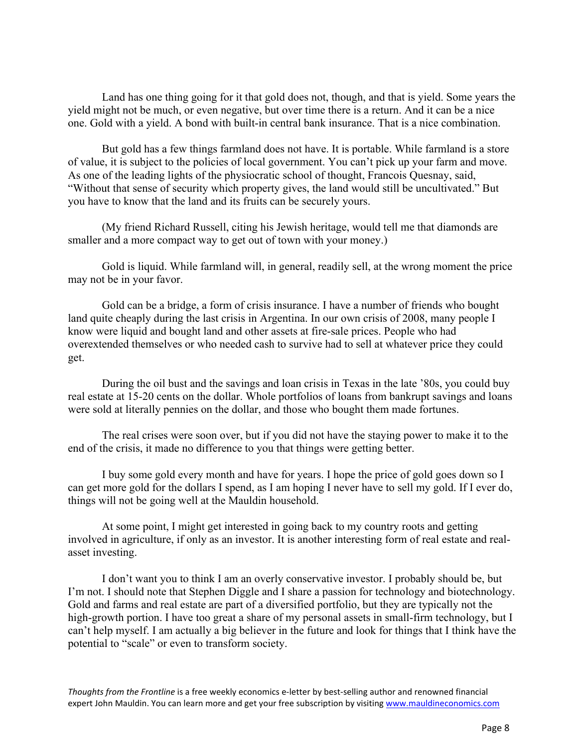Land has one thing going for it that gold does not, though, and that is yield. Some years the yield might not be much, or even negative, but over time there is a return. And it can be a nice one. Gold with a yield. A bond with built-in central bank insurance. That is a nice combination.

But gold has a few things farmland does not have. It is portable. While farmland is a store of value, it is subject to the policies of local government. You can't pick up your farm and move. As one of the leading lights of the physiocratic school of thought, Francois Quesnay, said, "Without that sense of security which property gives, the land would still be uncultivated." But you have to know that the land and its fruits can be securely yours.

(My friend Richard Russell, citing his Jewish heritage, would tell me that diamonds are smaller and a more compact way to get out of town with your money.)

Gold is liquid. While farmland will, in general, readily sell, at the wrong moment the price may not be in your favor.

Gold can be a bridge, a form of crisis insurance. I have a number of friends who bought land quite cheaply during the last crisis in Argentina. In our own crisis of 2008, many people I know were liquid and bought land and other assets at fire-sale prices. People who had overextended themselves or who needed cash to survive had to sell at whatever price they could get.

During the oil bust and the savings and loan crisis in Texas in the late '80s, you could buy real estate at 15-20 cents on the dollar. Whole portfolios of loans from bankrupt savings and loans were sold at literally pennies on the dollar, and those who bought them made fortunes.

The real crises were soon over, but if you did not have the staying power to make it to the end of the crisis, it made no difference to you that things were getting better.

I buy some gold every month and have for years. I hope the price of gold goes down so I can get more gold for the dollars I spend, as I am hoping I never have to sell my gold. If I ever do, things will not be going well at the Mauldin household.

At some point, I might get interested in going back to my country roots and getting involved in agriculture, if only as an investor. It is another interesting form of real estate and real-asset investing.

I don't want you to think I am an overly conservative investor. I probably should be, but I'm not. I should note that Stephen Diggle and I share a passion for technology and biotechnology. Gold and farms and real estate are part of a diversified portfolio, but they are typically not the high-growth portion. I have too great a share of my personal assets in small-firm technology, but I can't help myself. I am actually a big believer in the future and look for things that I think have the potential to "scale" or even to transform society.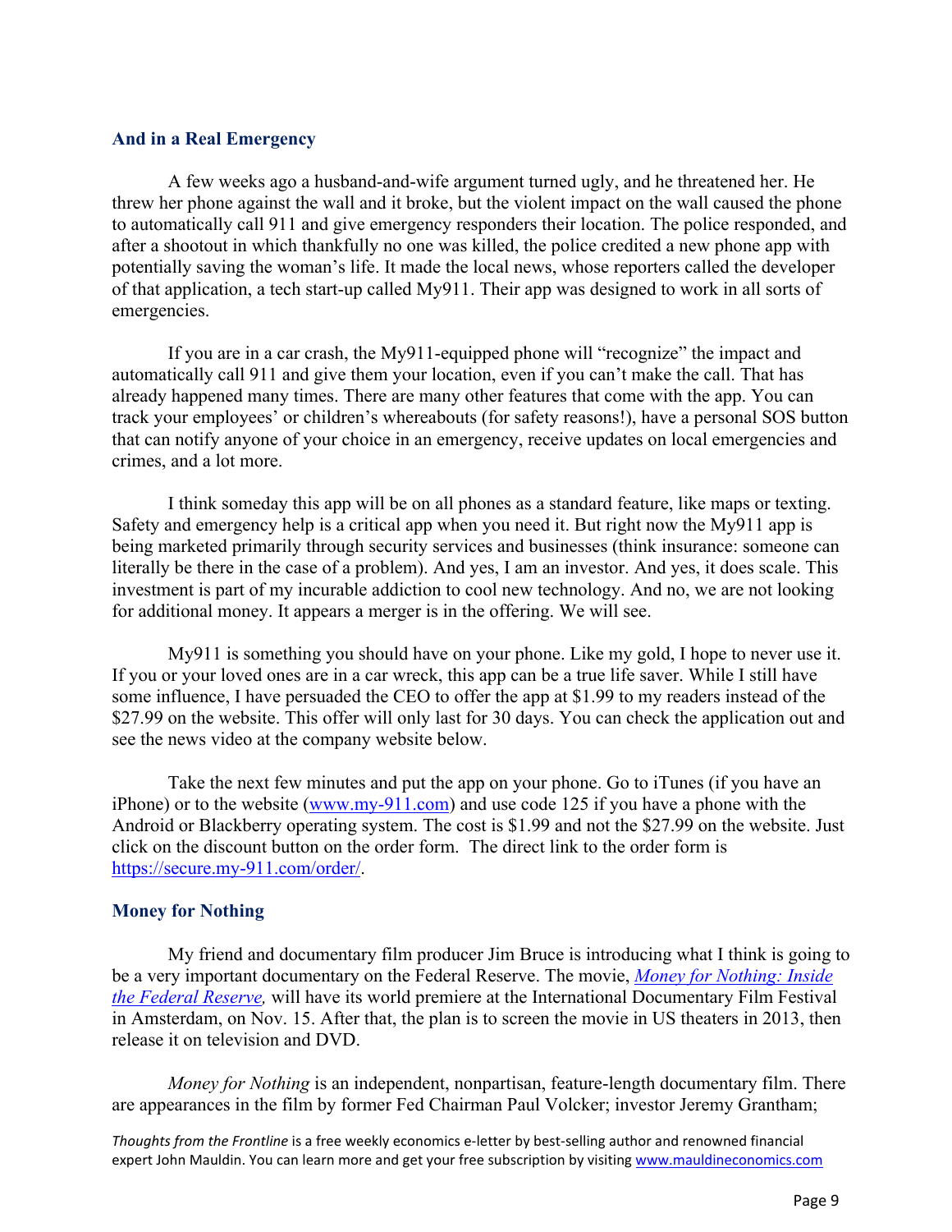### And in a Real Emergency

A few weeks ago a husband-and-wife argument turned ugly, and he threatened her. He threw her phone against the wall and it broke, but the violent impact on the wall caused the phone to automatically call 911 and give emergency responders their location. The police responded, and after a shootout in which thankfully no one was killed, the police credited a new phone app with potentially saving the woman's life. It made the local news, whose reporters called the developer of that application, a tech start-up called My911. Their app was designed to work in all sorts of emergencies.

If you are in a car crash, the My911-equipped phone will "recognize" the impact and automatically call 911 and give them your location, even if you can't make the call. That has already happened many times. There are many other features that come with the app. You can track your employees' or children's whereabouts (for safety reasons!), have a personal SOS button that can notify anyone of your choice in an emergency, receive updates on local emergencies and crimes, and a lot more.

I think someday this app will be on all phones as a standard feature, like maps or texting. Safety and emergency help is a critical app when you need it. But right now the My911 app is being marketed primarily through security services and businesses (think insurance: someone can literally be there in the case of a problem). And yes, I am an investor. And yes, it does scale. This investment is part of my incurable addiction to cool new technology. And no, we are not looking for additional money. It appears a merger is in the offering. We will see.

My911 is something you should have on your phone. Like my gold, I hope to never use it. If you or your loved ones are in a car wreck, this app can be a true life saver. While I still have some influence, I have persuaded the CEO to offer the app at $1.99 to my readers instead of the $27.99 on the website. This offer will only last for 30 days. You can check the application out and see the news video at the company website below.

Take the next few minutes and put the app on your phone. Go to iTunes (if you have an iPhone) or to the website ([www.my-911.com](http://www.my-911.com)) and use code 125 if you have a phone with the Android or Blackberry operating system. The cost is $1.99 and not the $27.99 on the website. Just click on the discount button on the order form. The direct link to the order form is [https://secure.my-911.com/order/](https://secure.my-911.com/order/).

### Money for Nothing

My friend and documentary film producer Jim Bruce is introducing what I think is going to be a very important documentary on the Federal Reserve. The movie, *Money for Nothing: Inside the Federal Reserve,* will have its world premiere at the International Documentary Film Festival in Amsterdam, on Nov. 15. After that, the plan is to screen the movie in US theaters in 2013, then release it on television and DVD.

*Money for Nothing* is an independent, nonpartisan, feature-length documentary film. There are appearances in the film by former Fed Chairman Paul Volcker; investor Jeremy Grantham;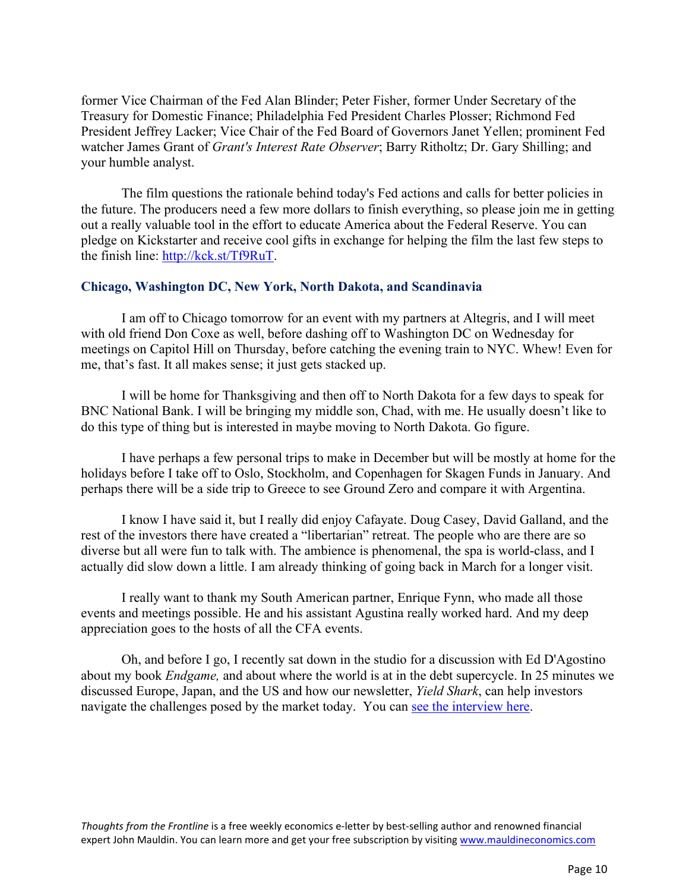former Vice Chairman of the Fed Alan Blinder; Peter Fisher, former Under Secretary of the Treasury for Domestic Finance; Philadelphia Fed President Charles Plosser; Richmond Fed President Jeffrey Lacker; Vice Chair of the Fed Board of Governors Janet Yellen; prominent Fed watcher James Grant of *Grant's Interest Rate Observer*; Barry Ritholtz; Dr. Gary Shilling; and your humble analyst.

The film questions the rationale behind today's Fed actions and calls for better policies in the future. The producers need a few more dollars to finish everything, so please join me in getting out a really valuable tool in the effort to educate America about the Federal Reserve. You can pledge on Kickstarter and receive cool gifts in exchange for helping the film the last few steps to the finish line: [http://kck.st/Tf9RuT](http://kck.st/Tf9RuT).

### Chicago, Washington DC, New York, North Dakota, and Scandinavia

I am off to Chicago tomorrow for an event with my partners at Altegris, and I will meet with old friend Don Coxe as well, before dashing off to Washington DC on Wednesday for meetings on Capitol Hill on Thursday, before catching the evening train to NYC. Whew! Even for me, that's fast. It all makes sense; it just gets stacked up.

I will be home for Thanksgiving and then off to North Dakota for a few days to speak for BNC National Bank. I will be bringing my middle son, Chad, with me. He usually doesn't like to do this type of thing but is interested in maybe moving to North Dakota. Go figure.

I have perhaps a few personal trips to make in December but will be mostly at home for the holidays before I take off to Oslo, Stockholm, and Copenhagen for Skagen Funds in January. And perhaps there will be a side trip to Greece to see Ground Zero and compare it with Argentina.

I know I have said it, but I really did enjoy Cafayate. Doug Casey, David Galland, and the rest of the investors there have created a "libertarian" retreat. The people who are there are so diverse but all were fun to talk with. The ambience is phenomenal, the spa is world-class, and I actually did slow down a little. I am already thinking of going back in March for a longer visit.

I really want to thank my South American partner, Enrique Fynn, who made all those events and meetings possible. He and his assistant Agustina really worked hard. And my deep appreciation goes to the hosts of all the CFA events.

Oh, and before I go, I recently sat down in the studio for a discussion with Ed D'Agostino about my book *Endgame,* and about where the world is at in the debt supercycle. In 25 minutes we discussed Europe, Japan, and the US and how our newsletter, *Yield Shark*, can help investors navigate the challenges posed by the market today. You can see the interview here.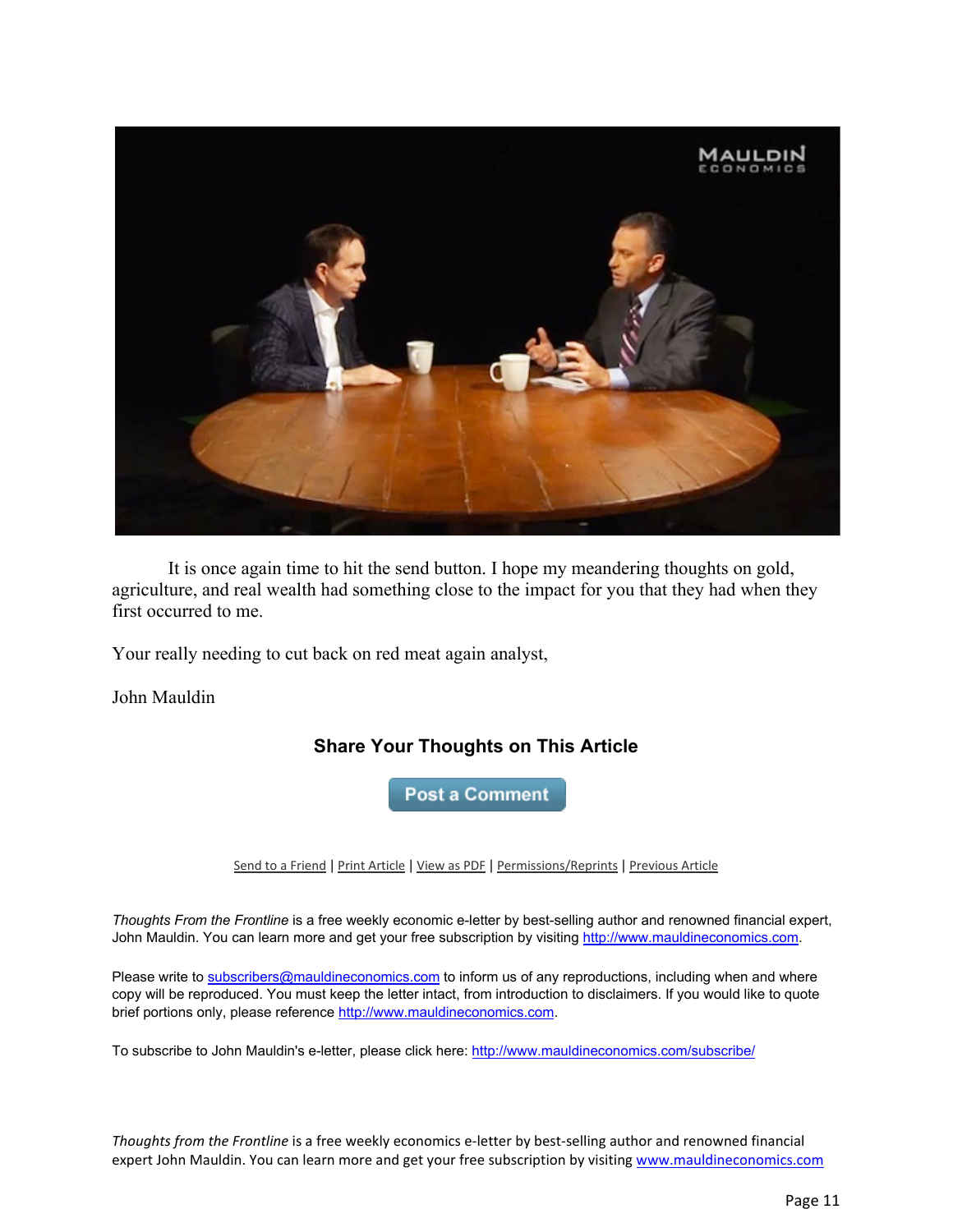It is once again time to hit the send button. I hope my meandering thoughts on gold, agriculture, and real wealth had something close to the impact for you that they had when they first occurred to me.

Your really needing to cut back on red meat again analyst,

John Mauldin

### Share Your Thoughts on This Article

Post a Comment

Send to a Friend | Print Article | View as PDF | Permissions/Reprints | Previous Article

*Thoughts From the Frontline* is a free weekly economic e-letter by best-selling author and renowned financial expert, John Mauldin. You can learn more and get your free subscription by visiting http://www.mauldineconomics.com.

Please write to subscribers@mauldineconomics.com to inform us of any reproductions, including when and where copy will be reproduced. You must keep the letter intact, from introduction to disclaimers. If you would like to quote brief portions only, please reference http://www.mauldineconomics.com.

To subscribe to John Mauldin's e-letter, please click here: http://www.mauldineconomics.com/subscribe/

*Thoughts from the Frontline* is a free weekly economics e-letter by best-selling author and renowned financial expert John Mauldin. You can learn more and get your free subscription by visiting www.mauldineconomics.com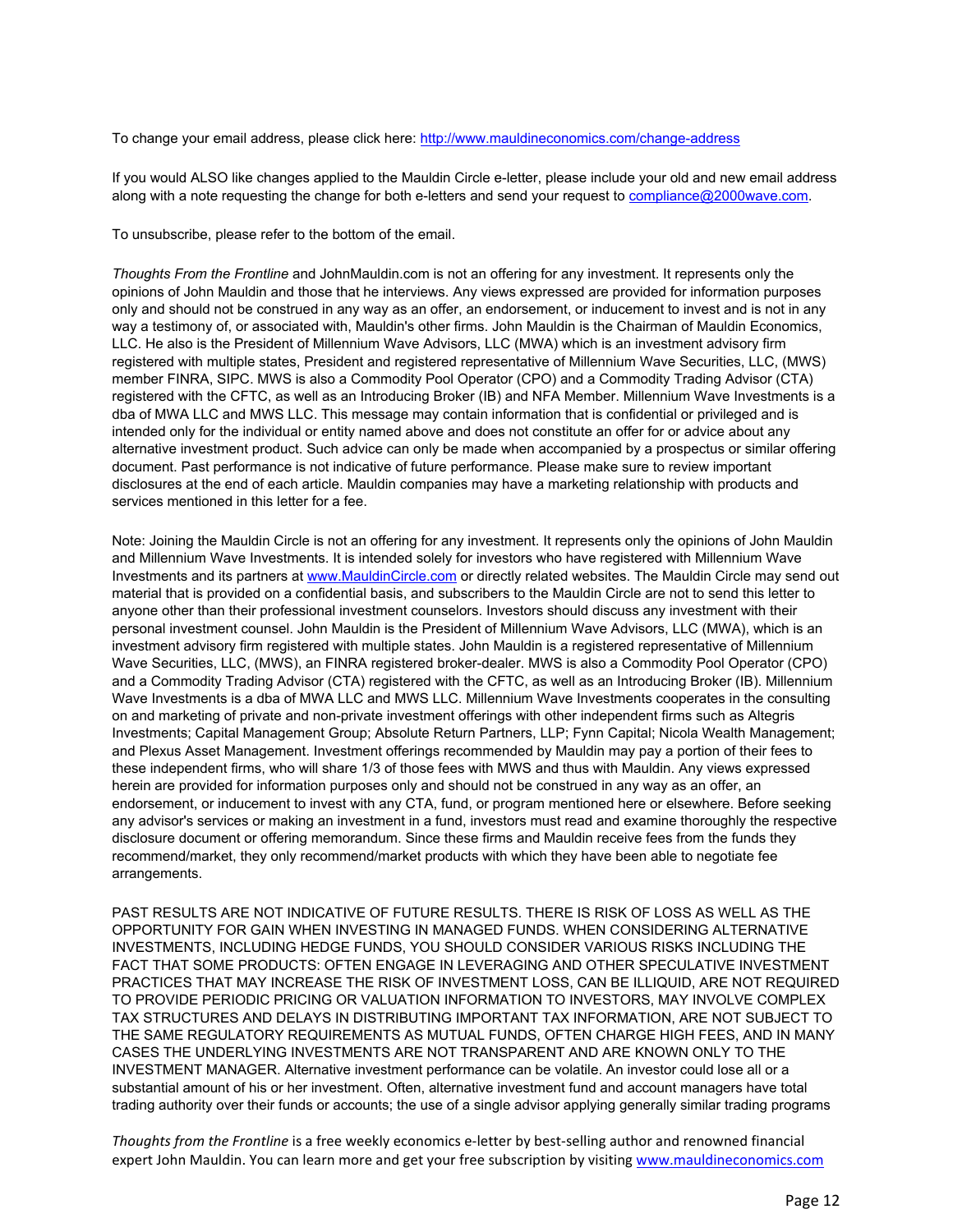To change your email address, please click here: http://www.mauldineconomics.com/change-address

If you would ALSO like changes applied to the Mauldin Circle e-letter, please include your old and new email address along with a note requesting the change for both e-letters and send your request to compliance@2000wave.com.

To unsubscribe, please refer to the bottom of the email.

*Thoughts From the Frontline* and JohnMauldin.com is not an offering for any investment. It represents only the opinions of John Mauldin and those that he interviews. Any views expressed are provided for information purposes only and should not be construed in any way as an offer, an endorsement, or inducement to invest and is not in any way a testimony of, or associated with, Mauldin's other firms. John Mauldin is the Chairman of Mauldin Economics, LLC. He also is the President of Millennium Wave Advisors, LLC (MWA) which is an investment advisory firm registered with multiple states, President and registered representative of Millennium Wave Securities, LLC, (MWS) member FINRA, SIPC. MWS is also a Commodity Pool Operator (CPO) and a Commodity Trading Advisor (CTA) registered with the CFTC, as well as an Introducing Broker (IB) and NFA Member. Millennium Wave Investments is a dba of MWA LLC and MWS LLC. This message may contain information that is confidential or privileged and is intended only for the individual or entity named above and does not constitute an offer for or advice about any alternative investment product. Such advice can only be made when accompanied by a prospectus or similar offering document. Past performance is not indicative of future performance. Please make sure to review important disclosures at the end of each article. Mauldin companies may have a marketing relationship with products and services mentioned in this letter for a fee.

Note: Joining the Mauldin Circle is not an offering for any investment. It represents only the opinions of John Mauldin and Millennium Wave Investments. It is intended solely for investors who have registered with Millennium Wave Investments and its partners at www.MauldinCircle.com or directly related websites. The Mauldin Circle may send out material that is provided on a confidential basis, and subscribers to the Mauldin Circle are not to send this letter to anyone other than their professional investment counselors. Investors should discuss any investment with their personal investment counsel. John Mauldin is the President of Millennium Wave Advisors, LLC (MWA), which is an investment advisory firm registered with multiple states. John Mauldin is a registered representative of Millennium Wave Securities, LLC, (MWS), an FINRA registered broker-dealer. MWS is also a Commodity Pool Operator (CPO) and a Commodity Trading Advisor (CTA) registered with the CFTC, as well as an Introducing Broker (IB). Millennium Wave Investments is a dba of MWA LLC and MWS LLC. Millennium Wave Investments cooperates in the consulting on and marketing of private and non-private investment offerings with other independent firms such as Altegris Investments; Capital Management Group; Absolute Return Partners, LLP; Fynn Capital; Nicola Wealth Management; and Plexus Asset Management. Investment offerings recommended by Mauldin may pay a portion of their fees to these independent firms, who will share 1/3 of those fees with MWS and thus with Mauldin. Any views expressed herein are provided for information purposes only and should not be construed in any way as an offer, an endorsement, or inducement to invest with any CTA, fund, or program mentioned here or elsewhere. Before seeking any advisor's services or making an investment in a fund, investors must read and examine thoroughly the respective disclosure document or offering memorandum. Since these firms and Mauldin receive fees from the funds they recommend/market, they only recommend/market products with which they have been able to negotiate fee arrangements.

PAST RESULTS ARE NOT INDICATIVE OF FUTURE RESULTS. THERE IS RISK OF LOSS AS WELL AS THE OPPORTUNITY FOR GAIN WHEN INVESTING IN MANAGED FUNDS. WHEN CONSIDERING ALTERNATIVE INVESTMENTS, INCLUDING HEDGE FUNDS, YOU SHOULD CONSIDER VARIOUS RISKS INCLUDING THE FACT THAT SOME PRODUCTS: OFTEN ENGAGE IN LEVERAGING AND OTHER SPECULATIVE INVESTMENT PRACTICES THAT MAY INCREASE THE RISK OF INVESTMENT LOSS, CAN BE ILLIQUID, ARE NOT REQUIRED TO PROVIDE PERIODIC PRICING OR VALUATION INFORMATION TO INVESTORS, MAY INVOLVE COMPLEX TAX STRUCTURES AND DELAYS IN DISTRIBUTING IMPORTANT TAX INFORMATION, ARE NOT SUBJECT TO THE SAME REGULATORY REQUIREMENTS AS MUTUAL FUNDS, OFTEN CHARGE HIGH FEES, AND IN MANY CASES THE UNDERLYING INVESTMENTS ARE NOT TRANSPARENT AND ARE KNOWN ONLY TO THE INVESTMENT MANAGER. Alternative investment performance can be volatile. An investor could lose all or a substantial amount of his or her investment. Often, alternative investment fund and account managers have total trading authority over their funds or accounts; the use of a single advisor applying generally similar trading programs

*Thoughts from the Frontline* is a free weekly economics e-letter by best-selling author and renowned financial expert John Mauldin. You can learn more and get your free subscription by visiting www.mauldineconomics.com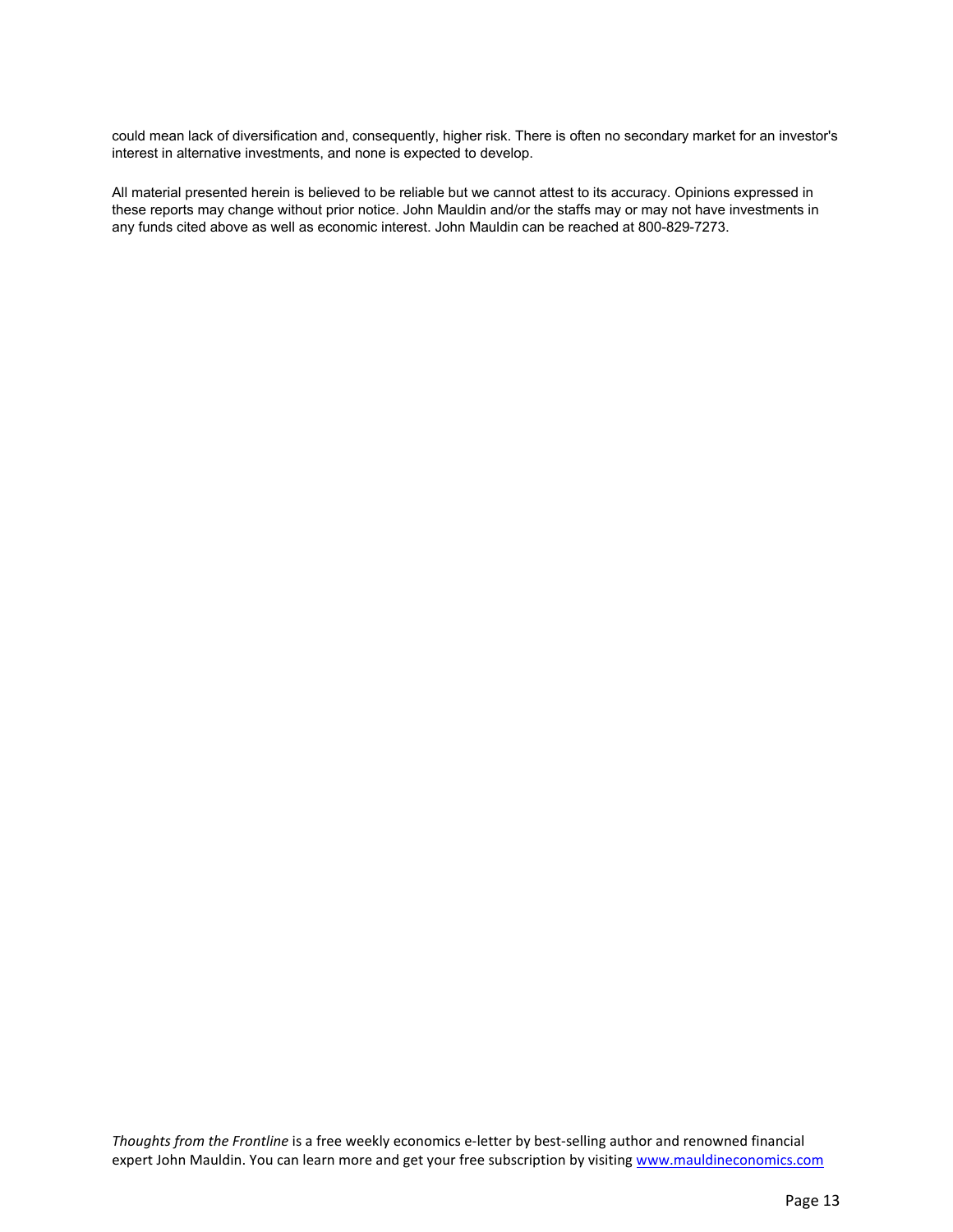could mean lack of diversification and, consequently, higher risk. There is often no secondary market for an investor's interest in alternative investments, and none is expected to develop.

All material presented herein is believed to be reliable but we cannot attest to its accuracy. Opinions expressed in these reports may change without prior notice. John Mauldin and/or the staffs may or may not have investments in any funds cited above as well as economic interest. John Mauldin can be reached at 800-829-7273.

*Thoughts from the Frontline* is a free weekly economics e-letter by best-selling author and renowned financial expert John Mauldin. You can learn more and get your free subscription by visiting [www.mauldineconomics.com](http://www.mauldineconomics.com)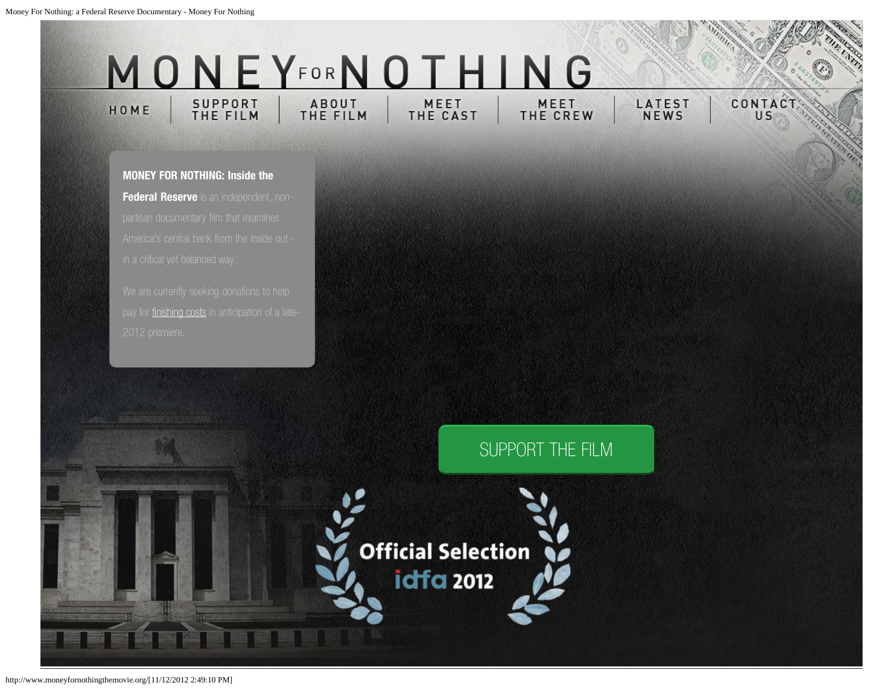# MONEY FOR NOTHING

HOME | SUPPORT THE FILM | ABOUT THE FILM | MEET THE CAST | MEET THE CREW | LATEST NEWS | CONTACT US

**MONEY FOR NOTHING: Inside the Federal Reserve** is an independent, non-partisan documentary film that examines America's central bank from the inside out - in a critical yet balanced way.

We are currently seeking donations to help pay for finishing costs in anticipation of a late-2012 premiere.

SUPPORT THE FILM

Official Selection
idfa 2012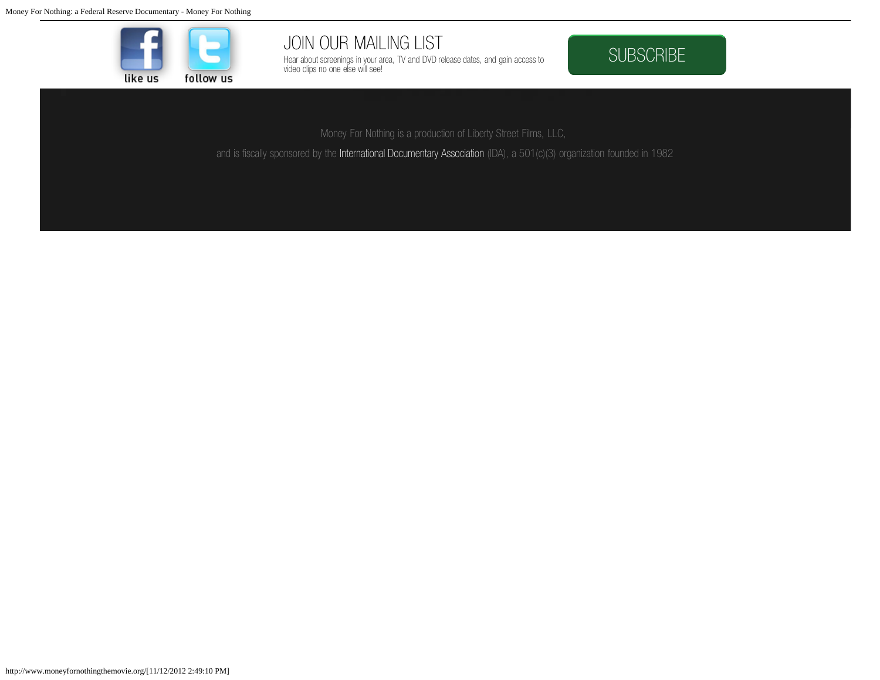like us follow us

## JOIN OUR MAILING LIST

Hear about screenings in your area, TV and DVD release dates, and gain access to video clips no one else will see!

SUBSCRIBE

Money For Nothing is a production of Liberty Street Films, LLC,

and is fiscally sponsored by the International Documentary Association (IDA), a 501(c)(3) organization founded in 1982